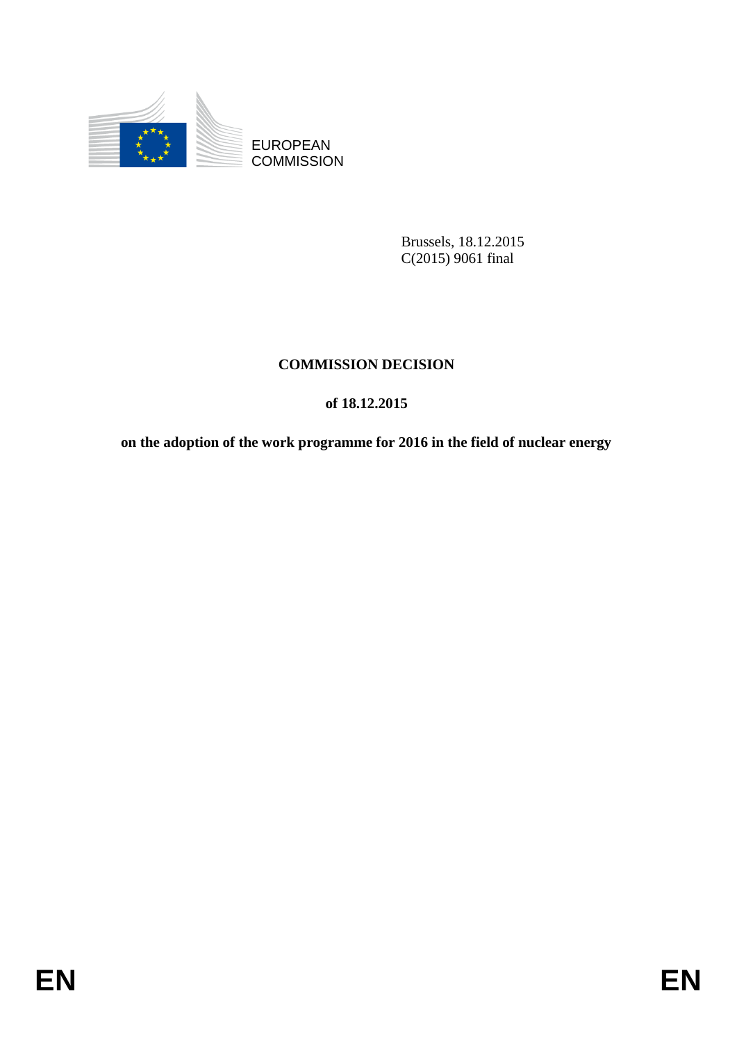EUROPEAN COMMISSION

Brussels, 18.12.2015
C(2015) 9061 final

# COMMISSION DECISION

## of 18.12.2015

## on the adoption of the work programme for 2016 in the field of nuclear energy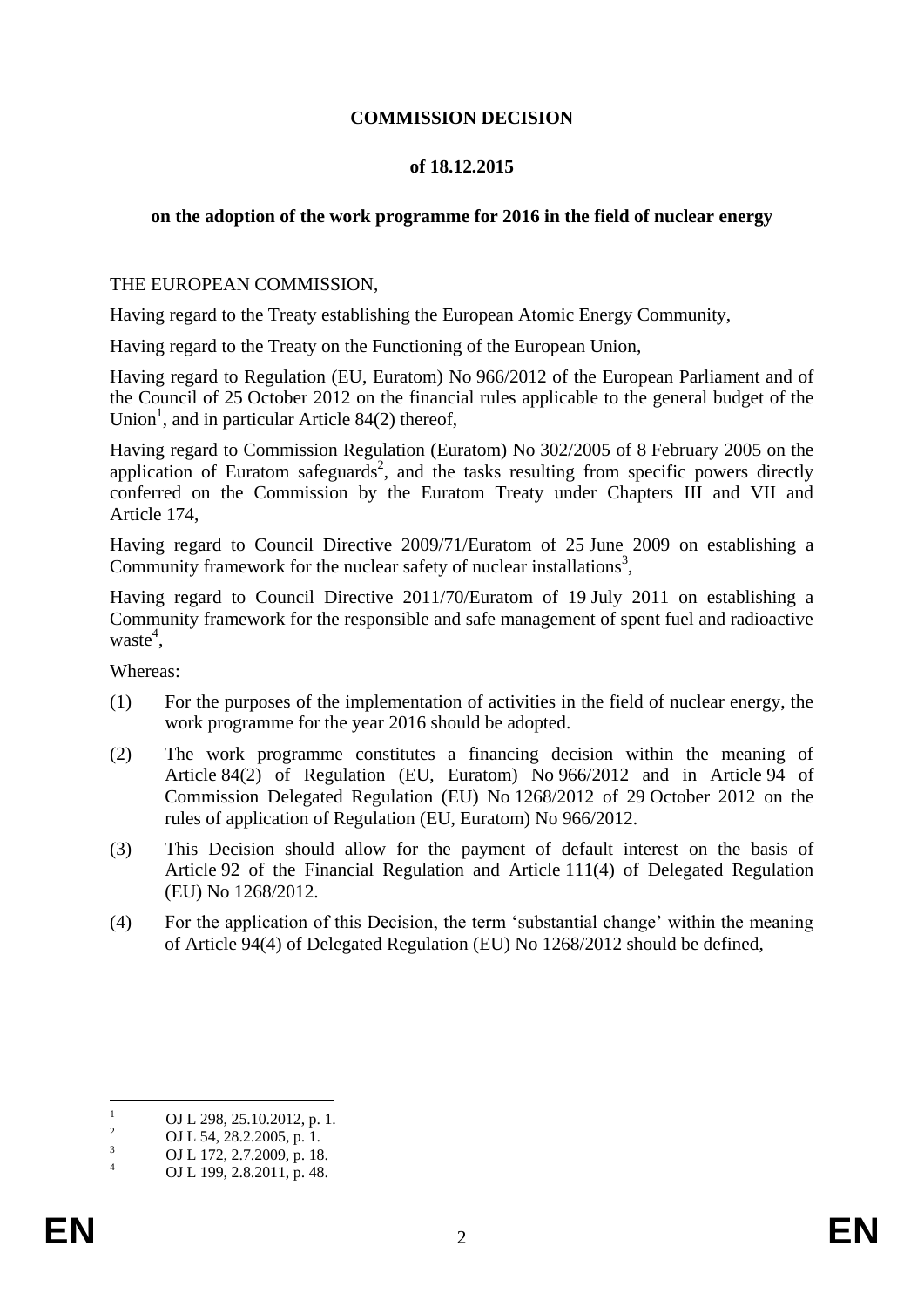**COMMISSION DECISION**

**of 18.12.2015**

**on the adoption of the work programme for 2016 in the field of nuclear energy**

THE EUROPEAN COMMISSION,

Having regard to the Treaty establishing the European Atomic Energy Community,

Having regard to the Treaty on the Functioning of the European Union,

Having regard to Regulation (EU, Euratom) No 966/2012 of the European Parliament and of the Council of 25 October 2012 on the financial rules applicable to the general budget of the Union[1], and in particular Article 84(2) thereof,

Having regard to Commission Regulation (Euratom) No 302/2005 of 8 February 2005 on the application of Euratom safeguards[2], and the tasks resulting from specific powers directly conferred on the Commission by the Euratom Treaty under Chapters III and VII and Article 174,

Having regard to Council Directive 2009/71/Euratom of 25 June 2009 on establishing a Community framework for the nuclear safety of nuclear installations[3],

Having regard to Council Directive 2011/70/Euratom of 19 July 2011 on establishing a Community framework for the responsible and safe management of spent fuel and radioactive waste[4],

Whereas:

(1) For the purposes of the implementation of activities in the field of nuclear energy, the work programme for the year 2016 should be adopted.

(2) The work programme constitutes a financing decision within the meaning of Article 84(2) of Regulation (EU, Euratom) No 966/2012 and in Article 94 of Commission Delegated Regulation (EU) No 1268/2012 of 29 October 2012 on the rules of application of Regulation (EU, Euratom) No 966/2012.

(3) This Decision should allow for the payment of default interest on the basis of Article 92 of the Financial Regulation and Article 111(4) of Delegated Regulation (EU) No 1268/2012.

(4) For the application of this Decision, the term 'substantial change' within the meaning of Article 94(4) of Delegated Regulation (EU) No 1268/2012 should be defined,

---

[1] OJ L 298, 25.10.2012, p. 1.
[2] OJ L 54, 28.2.2005, p. 1.
[3] OJ L 172, 2.7.2009, p. 18.
[4] OJ L 199, 2.8.2011, p. 48.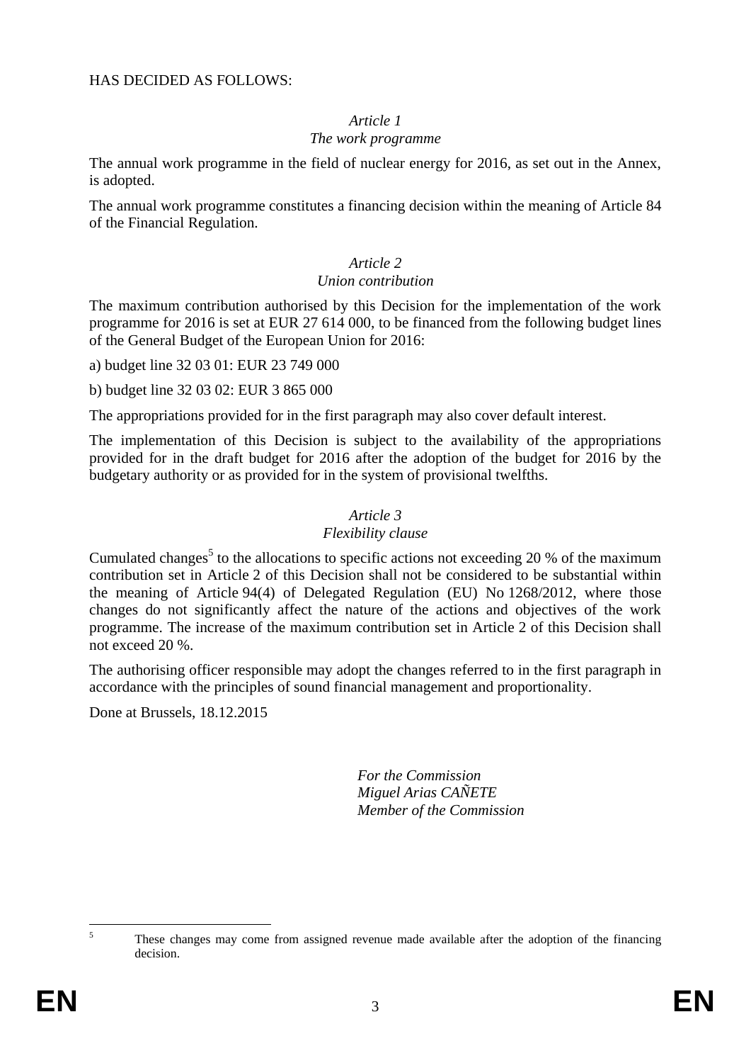HAS DECIDED AS FOLLOWS:

*Article 1*
*The work programme*

The annual work programme in the field of nuclear energy for 2016, as set out in the Annex, is adopted.

The annual work programme constitutes a financing decision within the meaning of Article 84 of the Financial Regulation.

*Article 2*
*Union contribution*

The maximum contribution authorised by this Decision for the implementation of the work programme for 2016 is set at EUR 27 614 000, to be financed from the following budget lines of the General Budget of the European Union for 2016:

a) budget line 32 03 01: EUR 23 749 000

b) budget line 32 03 02: EUR 3 865 000

The appropriations provided for in the first paragraph may also cover default interest.

The implementation of this Decision is subject to the availability of the appropriations provided for in the draft budget for 2016 after the adoption of the budget for 2016 by the budgetary authority or as provided for in the system of provisional twelfths.

*Article 3*
*Flexibility clause*

Cumulated changes[5] to the allocations to specific actions not exceeding 20 % of the maximum contribution set in Article 2 of this Decision shall not be considered to be substantial within the meaning of Article 94(4) of Delegated Regulation (EU) No 1268/2012, where those changes do not significantly affect the nature of the actions and objectives of the work programme. The increase of the maximum contribution set in Article 2 of this Decision shall not exceed 20 %.

The authorising officer responsible may adopt the changes referred to in the first paragraph in accordance with the principles of sound financial management and proportionality.

Done at Brussels, 18.12.2015

*For the Commission*
*Miguel Arias CAÑETE*
*Member of the Commission*

---

[5] These changes may come from assigned revenue made available after the adoption of the financing decision.